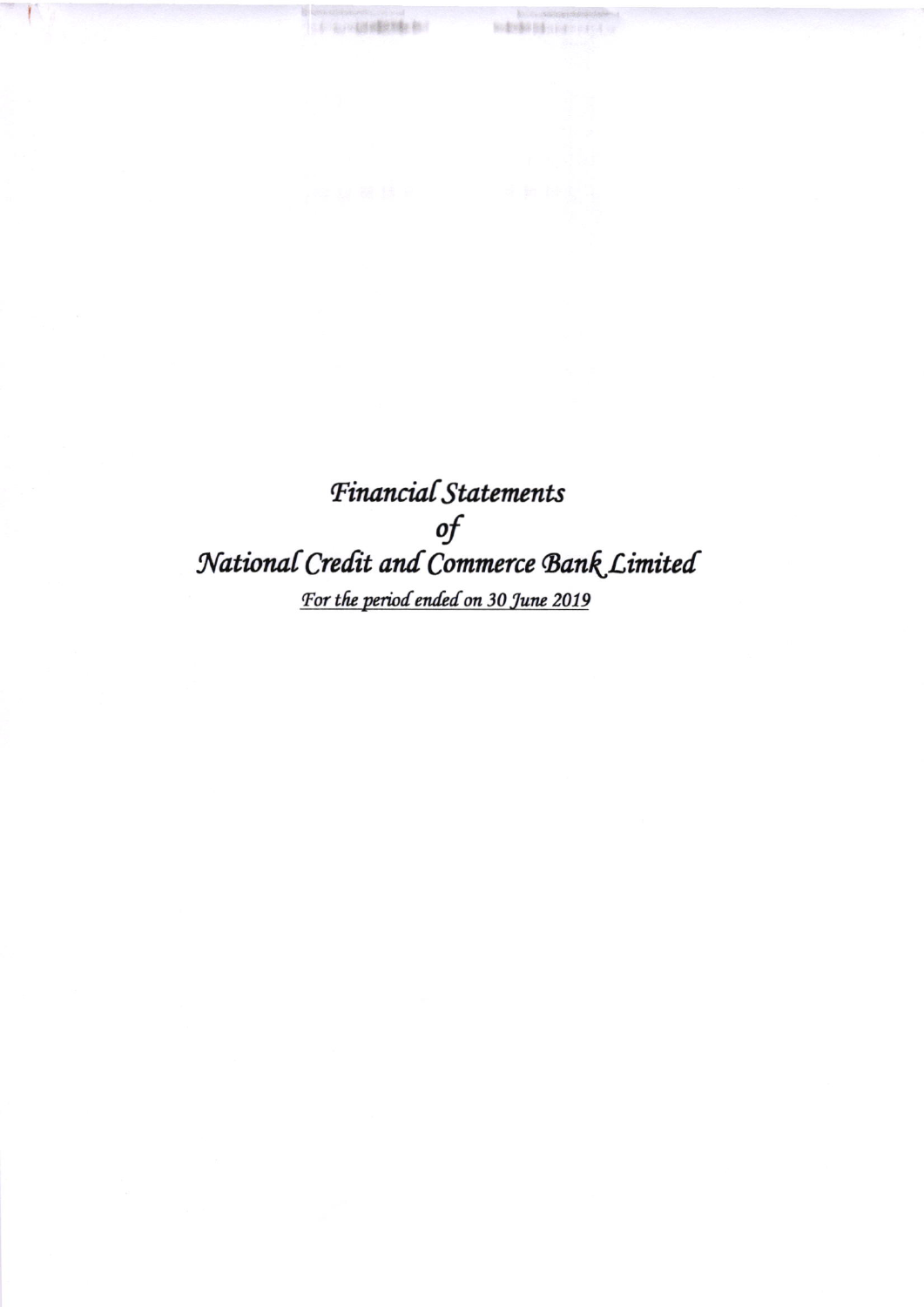# *Financial Statements*

# *of*

# *National Credit and Commerce Bank Limited*

*For the period ended on 30 June 2019*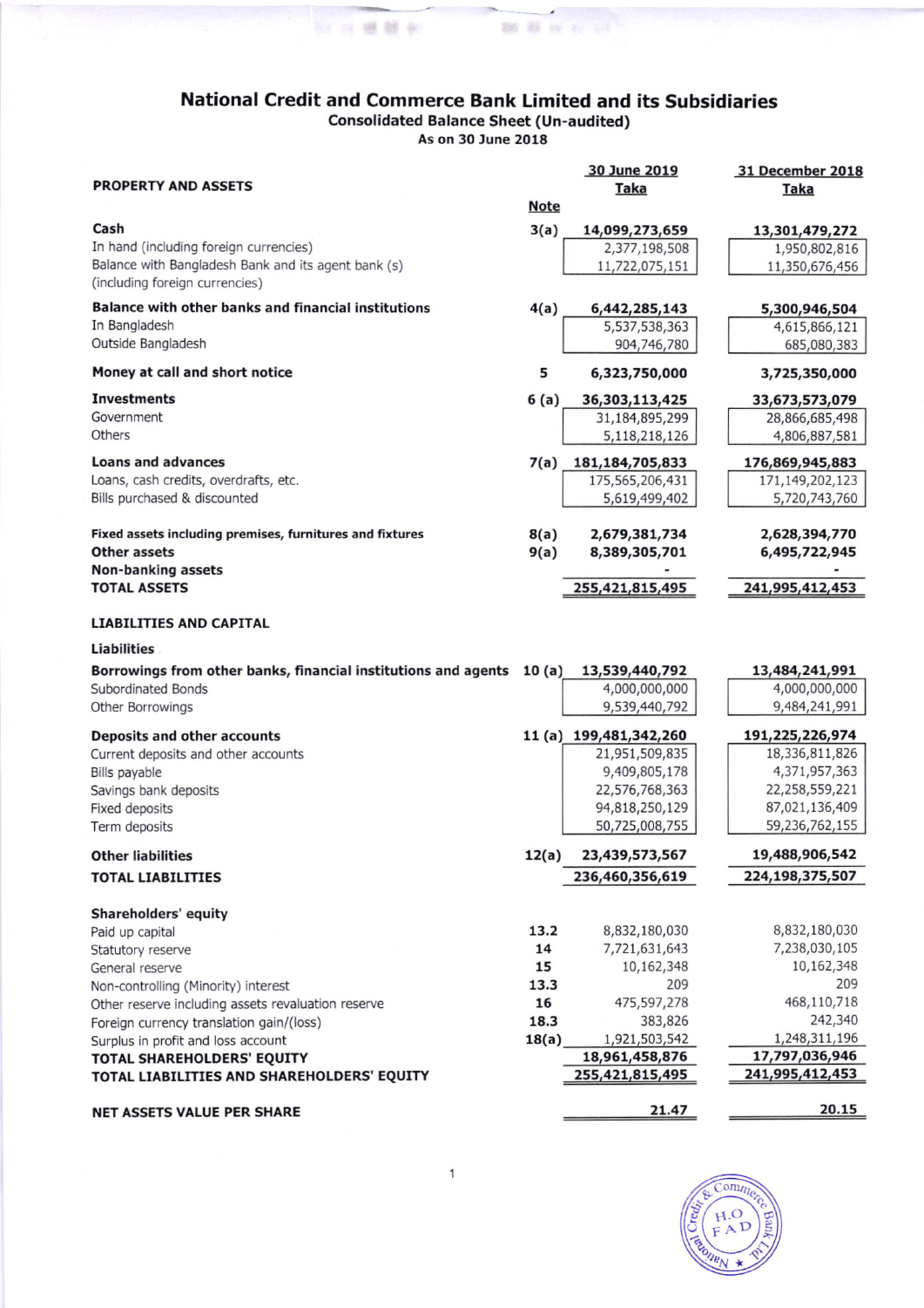# National Credit and Commerce Bank Limited and its Subsidiaries

## Consolidated Balance Sheet (Un-audited)

### As on 30 June 2018

| PROPERTY AND ASSETS | Note | 30 June 2019 Taka | | 31 December 2018 Taka | |
|---|---|---|---|---|---|
| **Cash** | 3(a) | | **14,099,273,659** | | **13,301,479,272** |
| In hand (including foreign currencies) | | 2,377,198,508 | | 1,950,802,816 | |
| Balance with Bangladesh Bank and its agent bank (s) (including foreign currencies) | | 11,722,075,151 | | 11,350,676,456 | |
| **Balance with other banks and financial institutions** | 4(a) | | **6,442,285,143** | | **5,300,946,504** |
| In Bangladesh | | 5,537,538,363 | | 4,615,866,121 | |
| Outside Bangladesh | | 904,746,780 | | 685,080,383 | |
| **Money at call and short notice** | 5 | | **6,323,750,000** | | **3,725,350,000** |
| **Investments** | 6 (a) | | **36,303,113,425** | | **33,673,573,079** |
| Government | | 31,184,895,299 | | 28,866,685,498 | |
| Others | | 5,118,218,126 | | 4,806,887,581 | |
| **Loans and advances** | 7(a) | | **181,184,705,833** | | **176,869,945,883** |
| Loans, cash credits, overdrafts, etc. | | 175,565,206,431 | | 171,149,202,123 | |
| Bills purchased & discounted | | 5,619,499,402 | | 5,720,743,760 | |
| **Fixed assets including premises, furnitures and fixtures** | 8(a) | | **2,679,381,734** | | **2,628,394,770** |
| **Other assets** | 9(a) | | **8,389,305,701** | | **6,495,722,945** |
| **Non-banking assets** | | | - | | - |
| **TOTAL ASSETS** | | | **255,421,815,495** | | **241,995,412,453** |
| **LIABILITIES AND CAPITAL** | | | | | |
| **Liabilities** | | | | | |
| **Borrowings from other banks, financial institutions and agents** | 10 (a) | | **13,539,440,792** | | **13,484,241,991** |
| Subordinated Bonds | | 4,000,000,000 | | 4,000,000,000 | |
| Other Borrowings | | 9,539,440,792 | | 9,484,241,991 | |
| **Deposits and other accounts** | 11 (a) | | **199,481,342,260** | | **191,225,226,974** |
| Current deposits and other accounts | | 21,951,509,835 | | 18,336,811,826 | |
| Bills payable | | 9,409,805,178 | | 4,371,957,363 | |
| Savings bank deposits | | 22,576,768,363 | | 22,258,559,221 | |
| Fixed deposits | | 94,818,250,129 | | 87,021,136,409 | |
| Term deposits | | 50,725,008,755 | | 59,236,762,155 | |
| **Other liabilities** | 12(a) | | **23,439,573,567** | | **19,488,906,542** |
| **TOTAL LIABILITIES** | | | **236,460,356,619** | | **224,198,375,507** |
| **Shareholders' equity** | | | | | |
| Paid up capital | 13.2 | | 8,832,180,030 | | 8,832,180,030 |
| Statutory reserve | 14 | | 7,721,631,643 | | 7,238,030,105 |
| General reserve | 15 | | 10,162,348 | | 10,162,348 |
| Non-controlling (Minority) interest | 13.3 | | 209 | | 209 |
| Other reserve including assets revaluation reserve | 16 | | 475,597,278 | | 468,110,718 |
| Foreign currency translation gain/(loss) | 18.3 | | 383,826 | | 242,340 |
| Surplus in profit and loss account | 18(a) | | 1,921,503,542 | | 1,248,311,196 |
| **TOTAL SHAREHOLDERS' EQUITY** | | | **18,961,458,876** | | **17,797,036,946** |
| **TOTAL LIABILITIES AND SHAREHOLDERS' EQUITY** | | | **255,421,815,495** | | **241,995,412,453** |
| **NET ASSETS VALUE PER SHARE** | | | **21.47** | | **20.15** |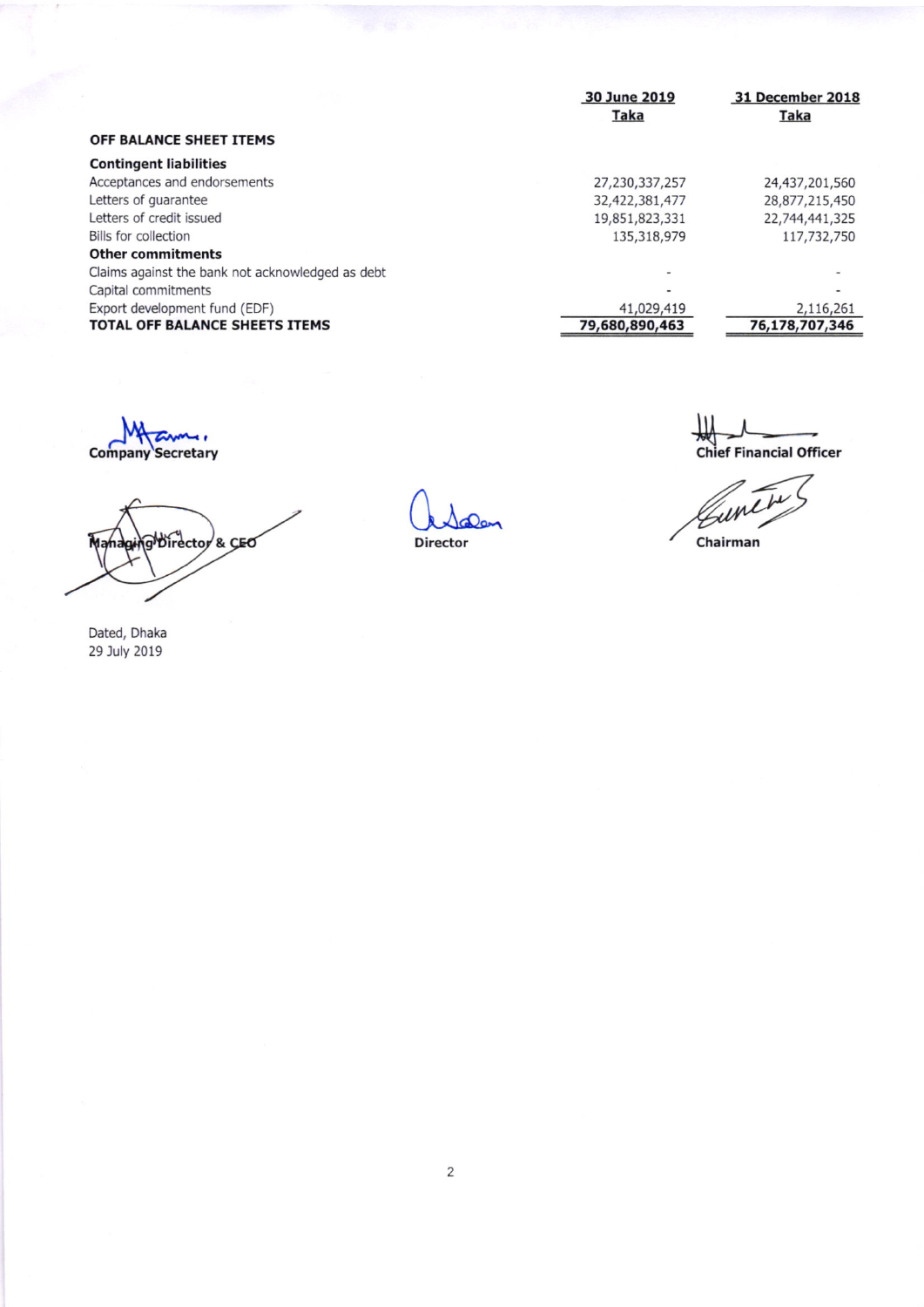| | 30 June 2019 Taka | 31 December 2018 Taka |
|---|---|---|
| **OFF BALANCE SHEET ITEMS** | | |
| **Contingent liabilities** | | |
| Acceptances and endorsements | 27,230,337,257 | 24,437,201,560 |
| Letters of guarantee | 32,422,381,477 | 28,877,215,450 |
| Letters of credit issued | 19,851,823,331 | 22,744,441,325 |
| Bills for collection | 135,318,979 | 117,732,750 |
| **Other commitments** | | |
| Claims against the bank not acknowledged as debt | - | - |
| Capital commitments | - | - |
| Export development fund (EDF) | 41,029,419 | 2,116,261 |
| **TOTAL OFF BALANCE SHEETS ITEMS** | **79,680,890,463** | **76,178,707,346** |

Company Secretary

Chief Financial Officer

Managing Director & CEO

Director

Chairman

Dated, Dhaka
29 July 2019